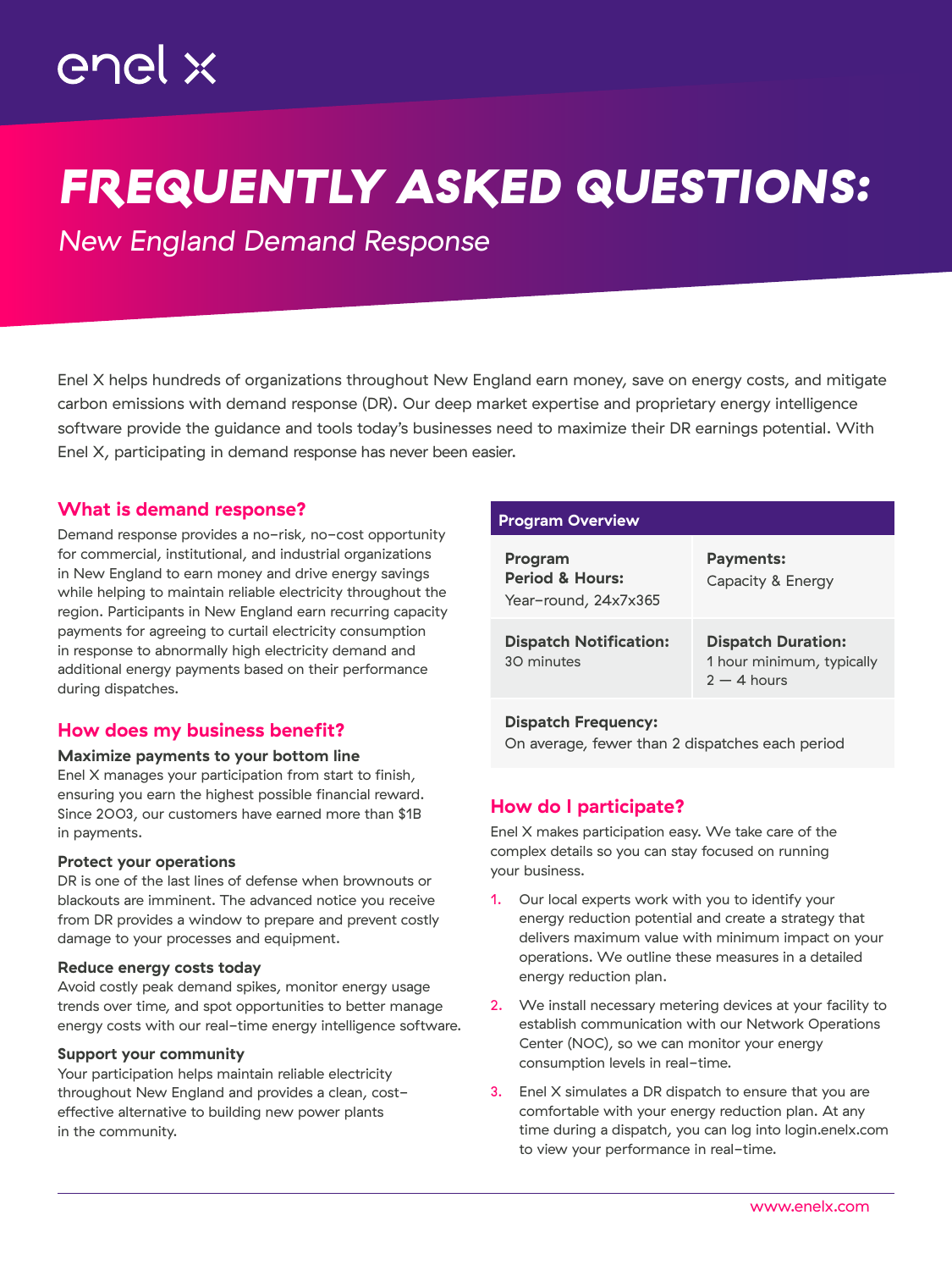enel x

# FREQUENTLY ASKED QUESTIONS:

*New England Demand Response*

Enel X helps hundreds of organizations throughout New England earn money, save on energy costs, and mitigate carbon emissions with demand response (DR). Our deep market expertise and proprietary energy intelligence software provide the guidance and tools today's businesses need to maximize their DR earnings potential. With Enel X, participating in demand response has never been easier.

## What is demand response?

Demand response provides a no-risk, no-cost opportunity for commercial, institutional, and industrial organizations in New England to earn money and drive energy savings while helping to maintain reliable electricity throughout the region. Participants in New England earn recurring capacity payments for agreeing to curtail electricity consumption in response to abnormally high electricity demand and additional energy payments based on their performance during dispatches.

## How does my business benefit?

### Maximize payments to your bottom line

Enel X manages your participation from start to finish, ensuring you earn the highest possible financial reward. Since 2003, our customers have earned more than $1B in payments.

### Protect your operations

DR is one of the last lines of defense when brownouts or blackouts are imminent. The advanced notice you receive from DR provides a window to prepare and prevent costly damage to your processes and equipment.

### Reduce energy costs today

Avoid costly peak demand spikes, monitor energy usage trends over time, and spot opportunities to better manage energy costs with our real-time energy intelligence software.

### Support your community

Your participation helps maintain reliable electricity throughout New England and provides a clean, cost-effective alternative to building new power plants in the community.

| Program Overview | |
|---|---|
| **Program Period & Hours:** Year-round, 24x7x365 | **Payments:** Capacity & Energy |
| **Dispatch Notification:** 30 minutes | **Dispatch Duration:** 1 hour minimum, typically 2 — 4 hours |
| **Dispatch Frequency:** On average, fewer than 2 dispatches each period | |

## How do I participate?

Enel X makes participation easy. We take care of the complex details so you can stay focused on running your business.

1. Our local experts work with you to identify your energy reduction potential and create a strategy that delivers maximum value with minimum impact on your operations. We outline these measures in a detailed energy reduction plan.
2. We install necessary metering devices at your facility to establish communication with our Network Operations Center (NOC), so we can monitor your energy consumption levels in real-time.
3. Enel X simulates a DR dispatch to ensure that you are comfortable with your energy reduction plan. At any time during a dispatch, you can log into login.enelx.com to view your performance in real-time.

www.enelx.com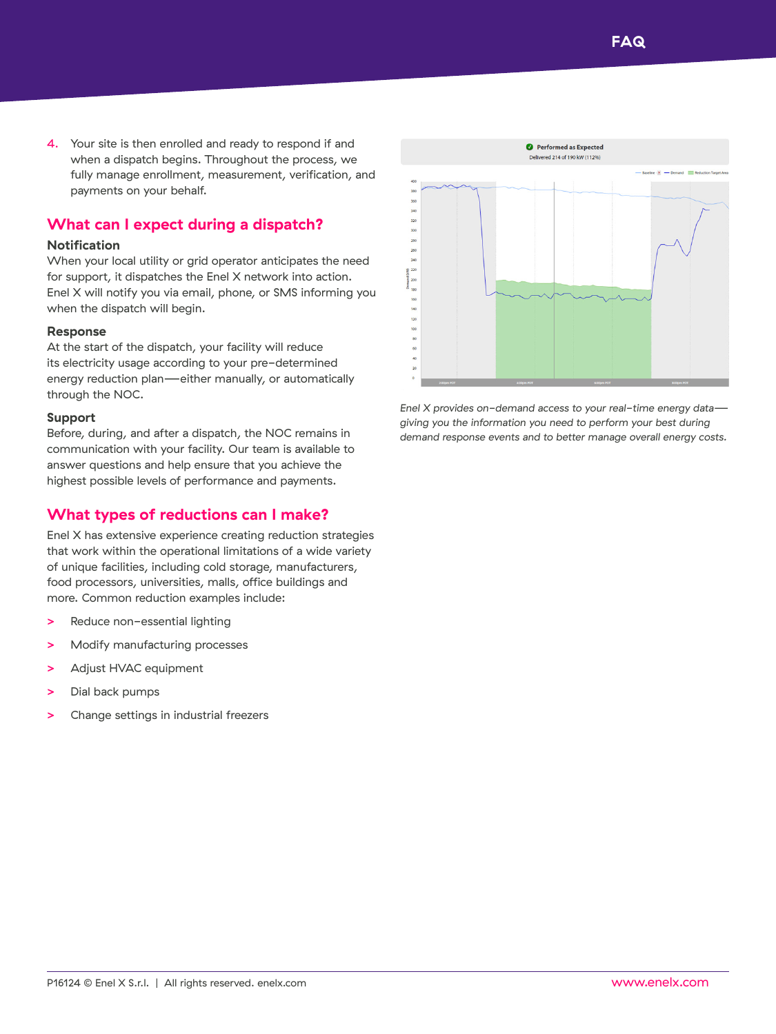4. Your site is then enrolled and ready to respond if and when a dispatch begins. Throughout the process, we fully manage enrollment, measurement, verification, and payments on your behalf.

## What can I expect during a dispatch?

### Notification

When your local utility or grid operator anticipates the need for support, it dispatches the Enel X network into action. Enel X will notify you via email, phone, or SMS informing you when the dispatch will begin.

### Response

At the start of the dispatch, your facility will reduce its electricity usage according to your pre-determined energy reduction plan—either manually, or automatically through the NOC.

### Support

Before, during, and after a dispatch, the NOC remains in communication with your facility. Our team is available to answer questions and help ensure that you achieve the highest possible levels of performance and payments.

## What types of reductions can I make?

Enel X has extensive experience creating reduction strategies that work within the operational limitations of a wide variety of unique facilities, including cold storage, manufacturers, food processors, universities, malls, office buildings and more. Common reduction examples include:

> Reduce non-essential lighting

> Modify manufacturing processes

> Adjust HVAC equipment

> Dial back pumps

> Change settings in industrial freezers

Performed as Expected
Delivered 214 of 190 kW (112%)

Baseline — Demand — Reduction Target Area

*Enel X provides on-demand access to your real-time energy data—giving you the information you need to perform your best during demand response events and to better manage overall energy costs.*

P16124 © Enel X S.r.l. | All rights reserved. enelx.com

www.enelx.com